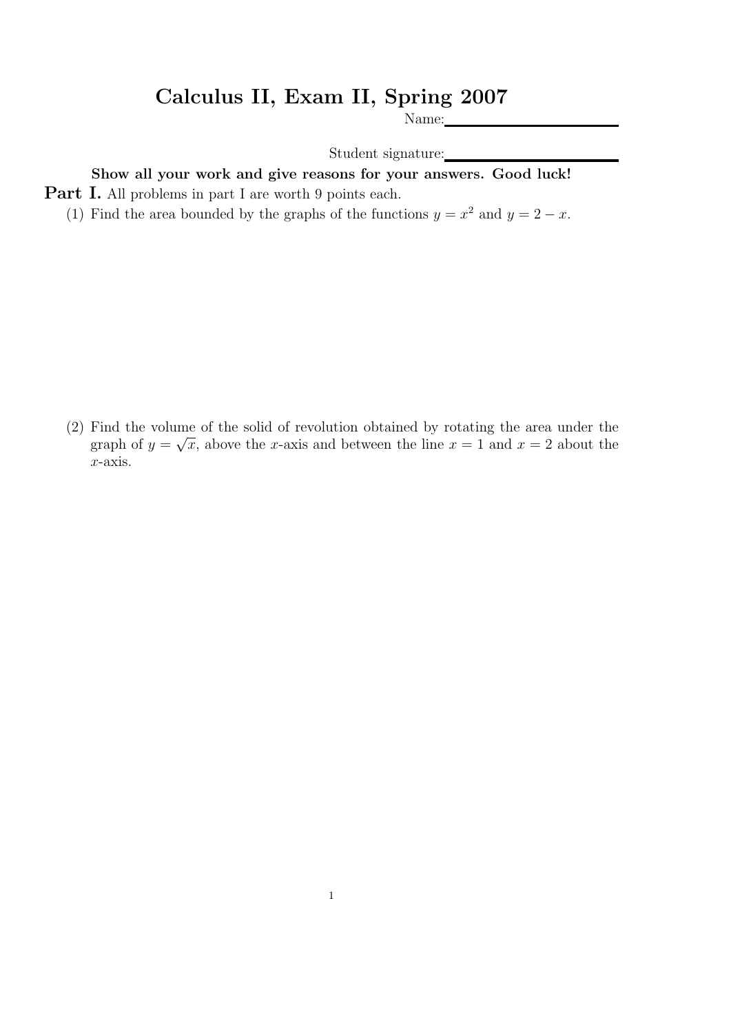# Calculus II, Exam II, Spring 2007

Name: ____________________

Student signature: ____________________

**Show all your work and give reasons for your answers. Good luck!**

**Part I.** All problems in part I are worth 9 points each.

(1) Find the area bounded by the graphs of the functions $y = x^2$ and $y = 2 - x$.

(2) Find the volume of the solid of revolution obtained by rotating the area under the graph of $y = \sqrt{x}$, above the $x$-axis and between the line $x = 1$ and $x = 2$ about the $x$-axis.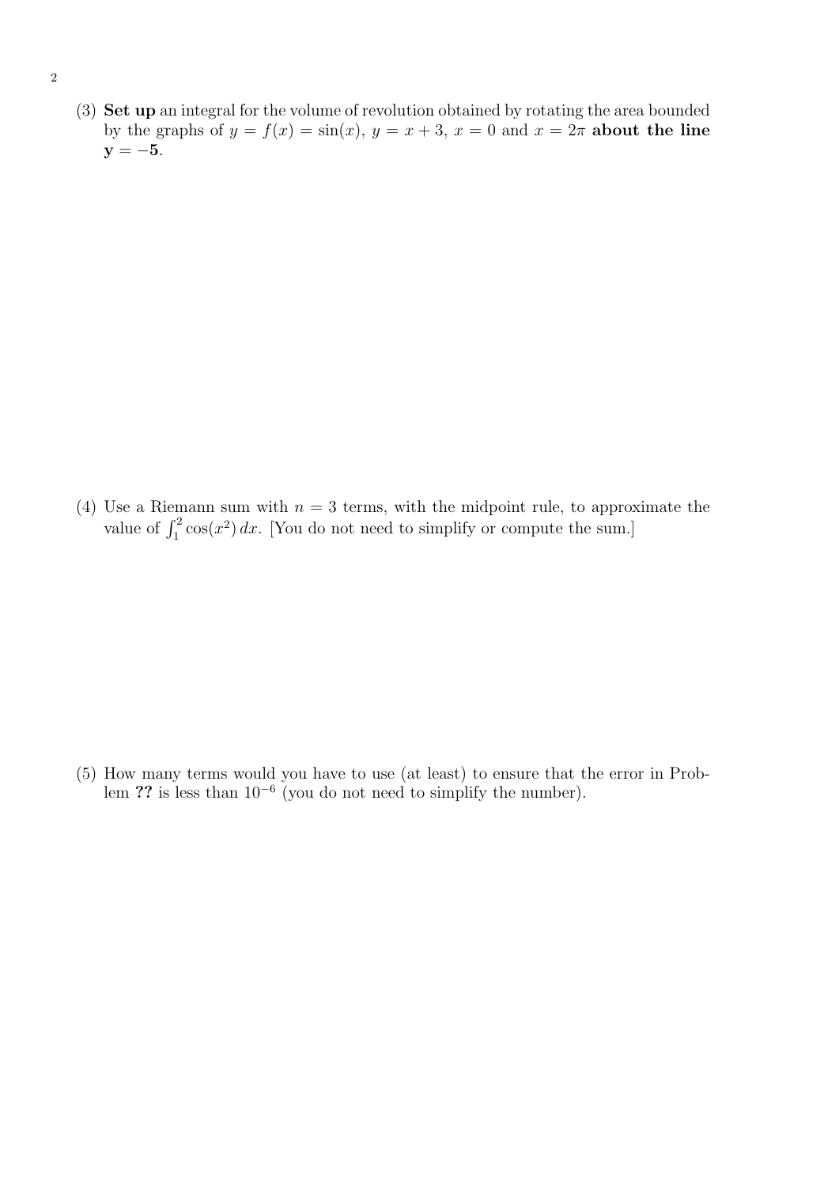(3) **Set up** an integral for the volume of revolution obtained by rotating the area bounded by the graphs of $y = f(x) = \sin(x)$, $y = x + 3$, $x = 0$ and $x = 2\pi$ **about the line $\mathbf{y = -5}$**.

(4) Use a Riemann sum with $n = 3$ terms, with the midpoint rule, to approximate the value of $\int_1^2 \cos(x^2)\, dx$. [You do not need to simplify or compute the sum.]

(5) How many terms would you have to use (at least) to ensure that the error in Problem **??** is less than $10^{-6}$ (you do not need to simplify the number).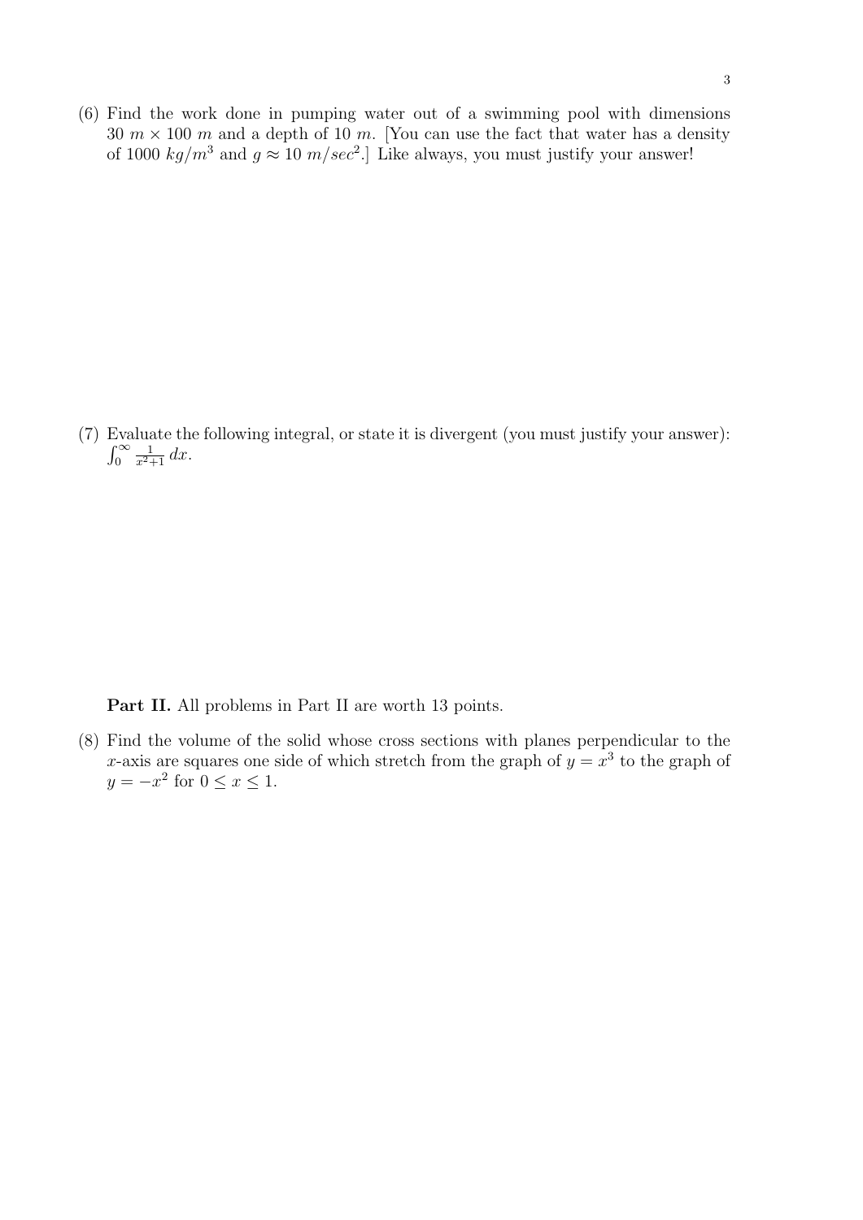(6) Find the work done in pumping water out of a swimming pool with dimensions $30\ m \times 100\ m$ and a depth of $10\ m$. [You can use the fact that water has a density of $1000\ kg/m^3$ and $g \approx 10\ m/sec^2$.] Like always, you must justify your answer!

(7) Evaluate the following integral, or state it is divergent (you must justify your answer): $\int_0^\infty \frac{1}{x^2+1}\, dx$.

**Part II.** All problems in Part II are worth 13 points.

(8) Find the volume of the solid whose cross sections with planes perpendicular to the $x$-axis are squares one side of which stretch from the graph of $y = x^3$ to the graph of $y = -x^2$ for $0 \leq x \leq 1$.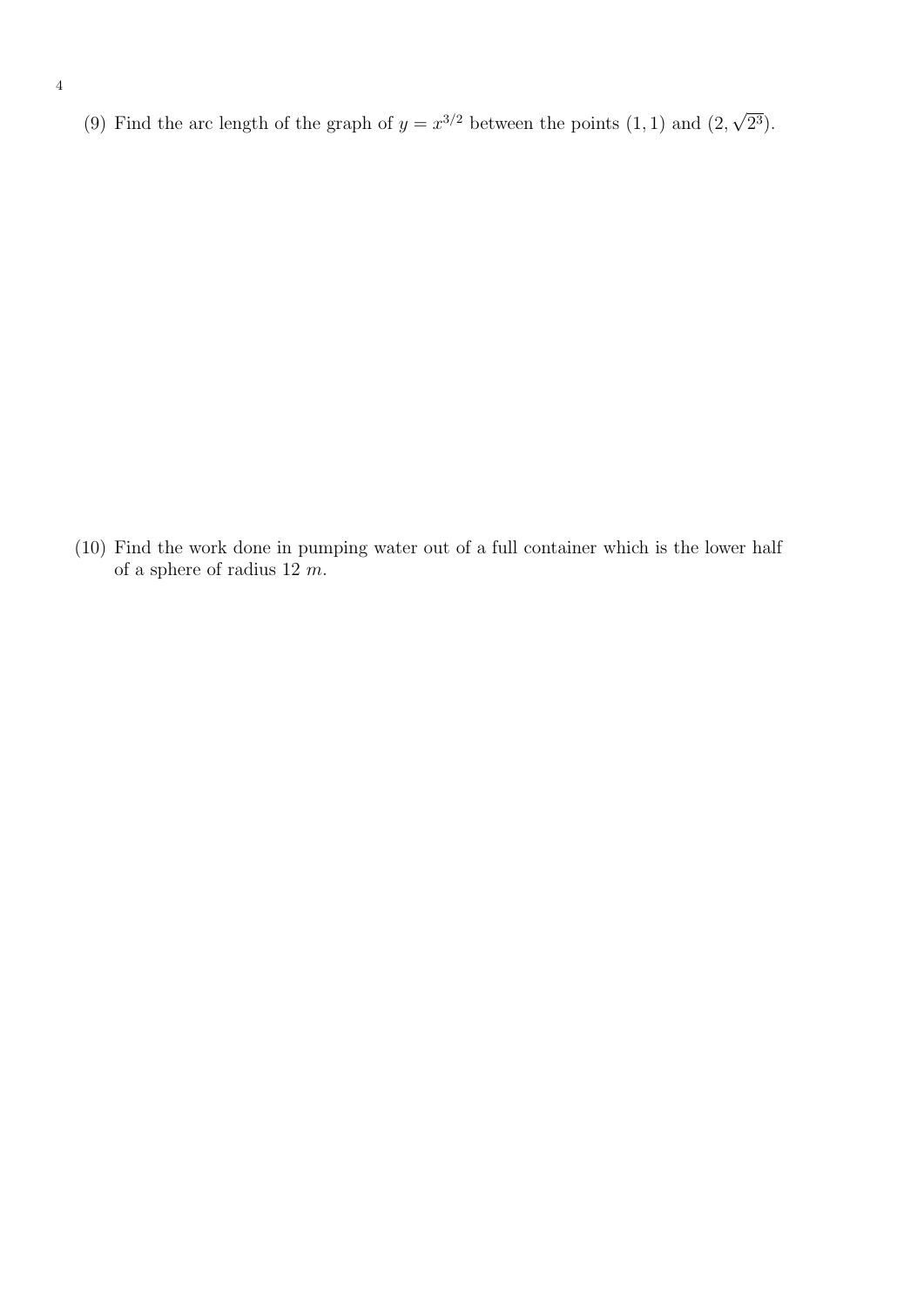(9) Find the arc length of the graph of $y = x^{3/2}$ between the points $(1, 1)$ and $(2, \sqrt{2^3})$.

(10) Find the work done in pumping water out of a full container which is the lower half of a sphere of radius 12 $m$.